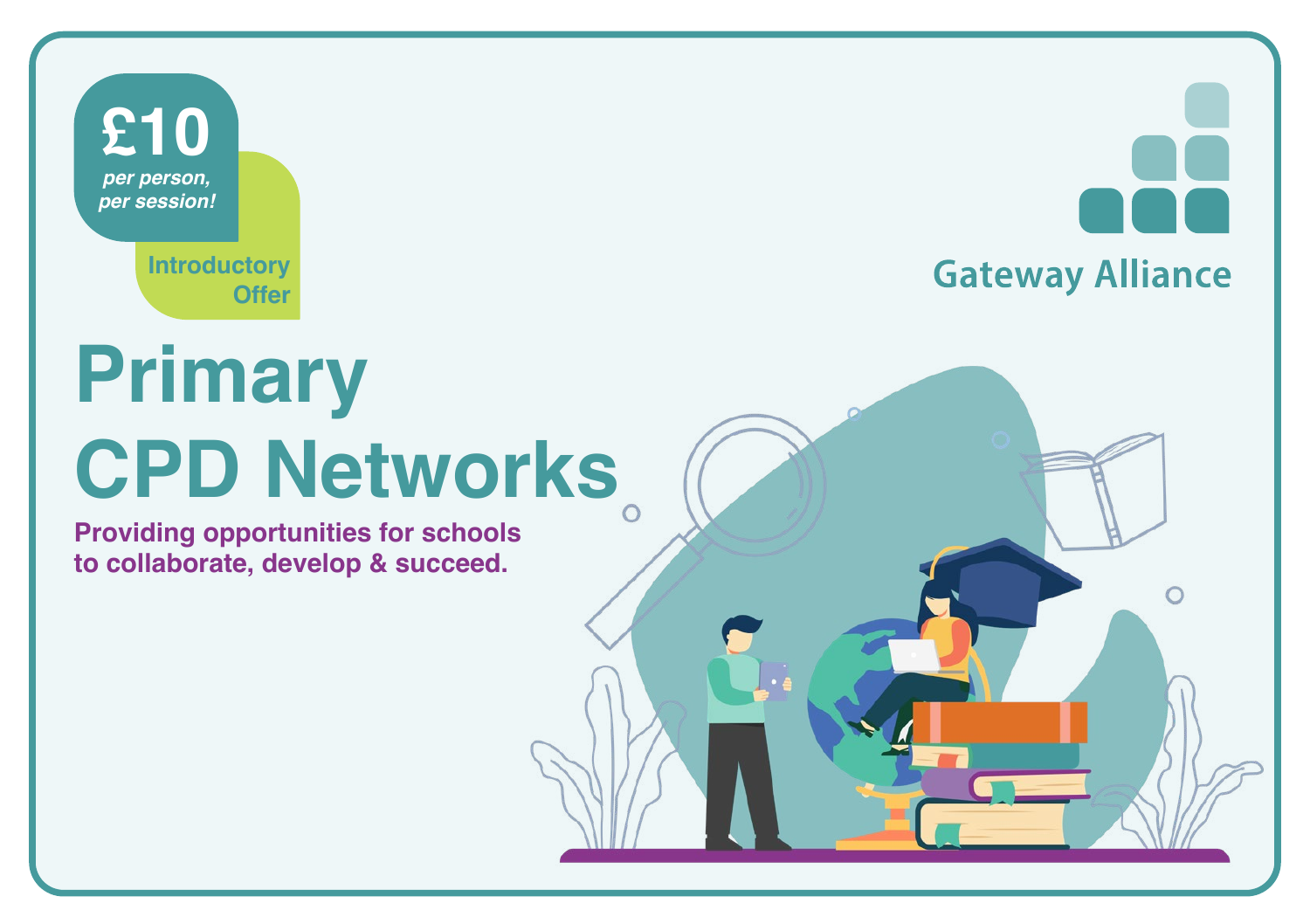**£10**

*per person, per session!*

Introductory Offer

Gateway Alliance

# Primary CPD Networks

**Providing opportunities for schools to collaborate, develop & succeed.**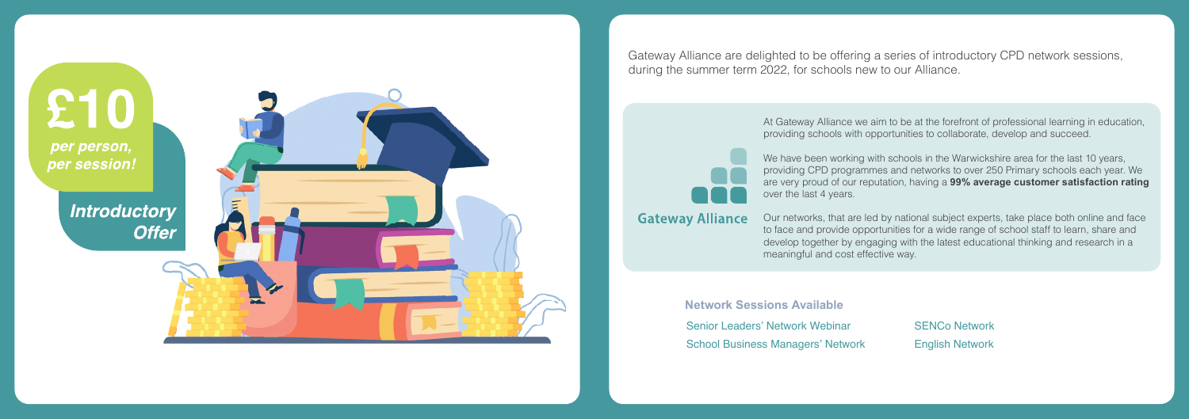**£10**

***per person, per session!***

***Introductory Offer***

Gateway Alliance are delighted to be offering a series of introductory CPD network sessions, during the summer term 2022, for schools new to our Alliance.

**Gateway Alliance**

At Gateway Alliance we aim to be at the forefront of professional learning in education, providing schools with opportunities to collaborate, develop and succeed.

We have been working with schools in the Warwickshire area for the last 10 years, providing CPD programmes and networks to over 250 Primary schools each year. We are very proud of our reputation, having a **99% average customer satisfaction rating** over the last 4 years.

Our networks, that are led by national subject experts, take place both online and face to face and provide opportunities for a wide range of school staff to learn, share and develop together by engaging with the latest educational thinking and research in a meaningful and cost effective way.

### Network Sessions Available

- Senior Leaders' Network Webinar
- School Business Managers' Network
- SENCo Network
- English Network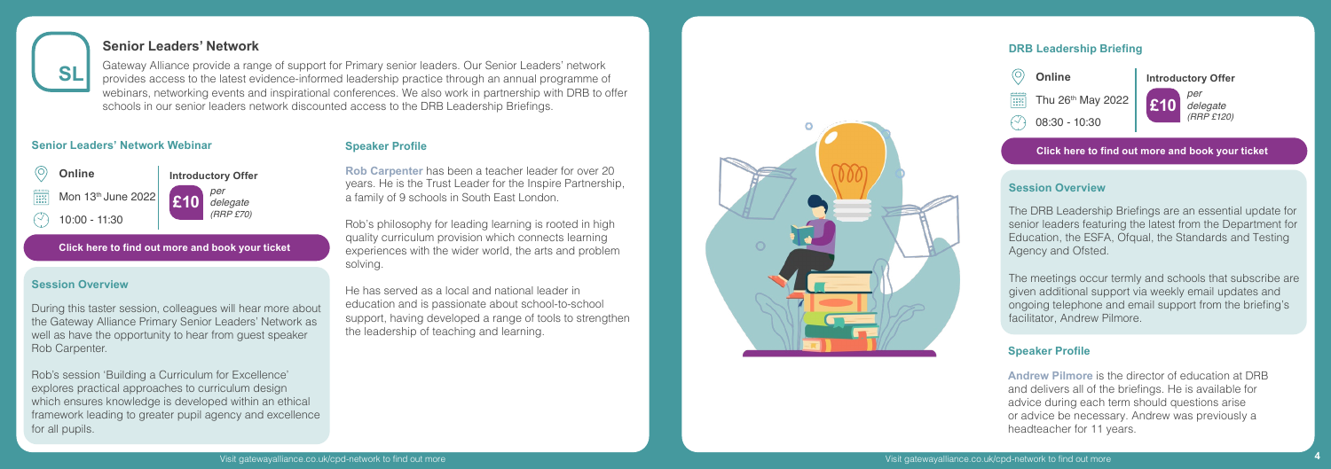# Senior Leaders' Network

SL

Gateway Alliance provide a range of support for Primary senior leaders. Our Senior Leaders' network provides access to the latest evidence-informed leadership practice through an annual programme of webinars, networking events and inspirational conferences. We also work in partnership with DRB to offer schools in our senior leaders network discounted access to the DRB Leadership Briefings.

## Senior Leaders' Network Webinar

Online

Mon 13th June 2022

10:00 - 11:30

**Introductory Offer**

**£10** *per delegate (RRP £70)*

**Click here to find out more and book your ticket**

### Session Overview

During this taster session, colleagues will hear more about the Gateway Alliance Primary Senior Leaders' Network as well as have the opportunity to hear from guest speaker Rob Carpenter.

Rob's session 'Building a Curriculum for Excellence' explores practical approaches to curriculum design which ensures knowledge is developed within an ethical framework leading to greater pupil agency and excellence for all pupils.

### Speaker Profile

**Rob Carpenter** has been a teacher leader for over 20 years. He is the Trust Leader for the Inspire Partnership, a family of 9 schools in South East London.

Rob's philosophy for leading learning is rooted in high quality curriculum provision which connects learning experiences with the wider world, the arts and problem solving.

He has served as a local and national leader in education and is passionate about school-to-school support, having developed a range of tools to strengthen the leadership of teaching and learning.

Visit gatewayalliance.co.uk/cpd-network to find out more

## DRB Leadership Briefing

Online

Thu 26th May 2022

08:30 - 10:30

**Introductory Offer**

**£10** *per delegate (RRP £120)*

**Click here to find out more and book your ticket**

### Session Overview

The DRB Leadership Briefings are an essential update for senior leaders featuring the latest from the Department for Education, the ESFA, Ofqual, the Standards and Testing Agency and Ofsted.

The meetings occur termly and schools that subscribe are given additional support via weekly email updates and ongoing telephone and email support from the briefing's facilitator, Andrew Pilmore.

### Speaker Profile

**Andrew Pilmore** is the director of education at DRB and delivers all of the briefings. He is available for advice during each term should questions arise or advice be necessary. Andrew was previously a headteacher for 11 years.

Visit gatewayalliance.co.uk/cpd-network to find out more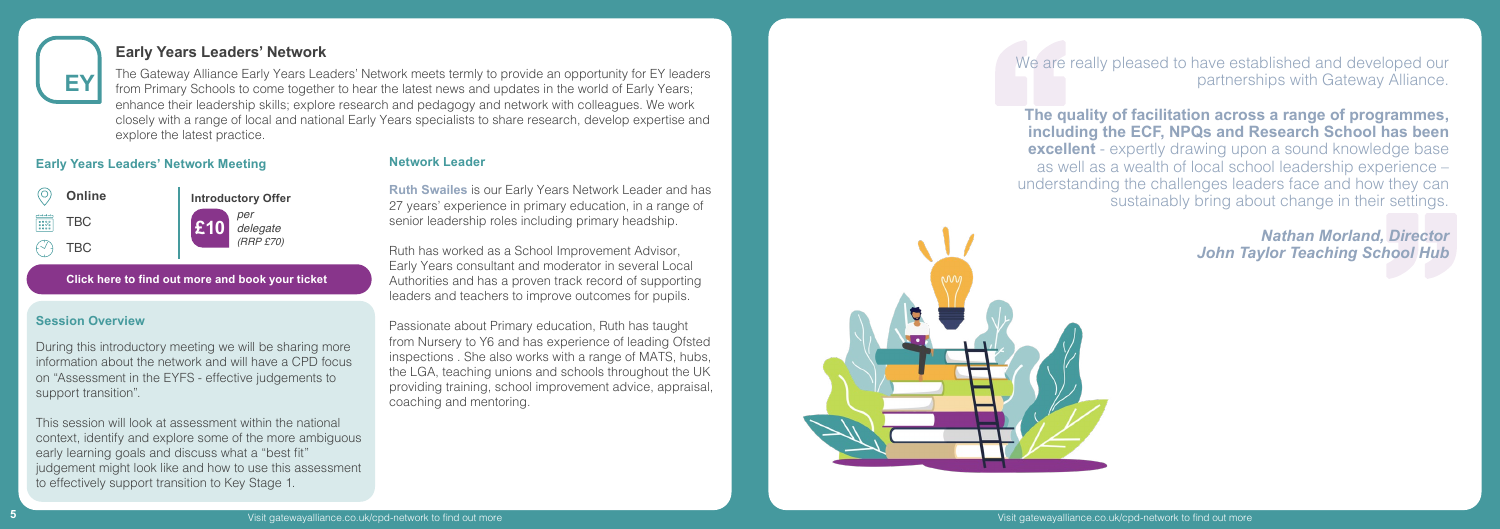EY

## Early Years Leaders' Network

The Gateway Alliance Early Years Leaders' Network meets termly to provide an opportunity for EY leaders from Primary Schools to come together to hear the latest news and updates in the world of Early Years; enhance their leadership skills; explore research and pedagogy and network with colleagues. We work closely with a range of local and national Early Years specialists to share research, develop expertise and explore the latest practice.

### Early Years Leaders' Network Meeting

**Online**

TBC

TBC

**Introductory Offer**

**£10** *per delegate (RRP £70)*

**Click here to find out more and book your ticket**

### Session Overview

During this introductory meeting we will be sharing more information about the network and will have a CPD focus on "Assessment in the EYFS - effective judgements to support transition".

This session will look at assessment within the national context, identify and explore some of the more ambiguous early learning goals and discuss what a "best fit" judgement might look like and how to use this assessment to effectively support transition to Key Stage 1.

### Network Leader

**Ruth Swailes** is our Early Years Network Leader and has 27 years' experience in primary education, in a range of senior leadership roles including primary headship.

Ruth has worked as a School Improvement Advisor, Early Years consultant and moderator in several Local Authorities and has a proven track record of supporting leaders and teachers to improve outcomes for pupils.

Passionate about Primary education, Ruth has taught from Nursery to Y6 and has experience of leading Ofsted inspections . She also works with a range of MATS, hubs, the LGA, teaching unions and schools throughout the UK providing training, school improvement advice, appraisal, coaching and mentoring.

We are really pleased to have established and developed our partnerships with Gateway Alliance.

**The quality of facilitation across a range of programmes, including the ECF, NPQs and Research School has been excellent** - expertly drawing upon a sound knowledge base as well as a wealth of local school leadership experience – understanding the challenges leaders face and how they can sustainably bring about change in their settings.

***Nathan Morland, Director***
***John Taylor Teaching School Hub***

Visit gatewayalliance.co.uk/cpd-network to find out more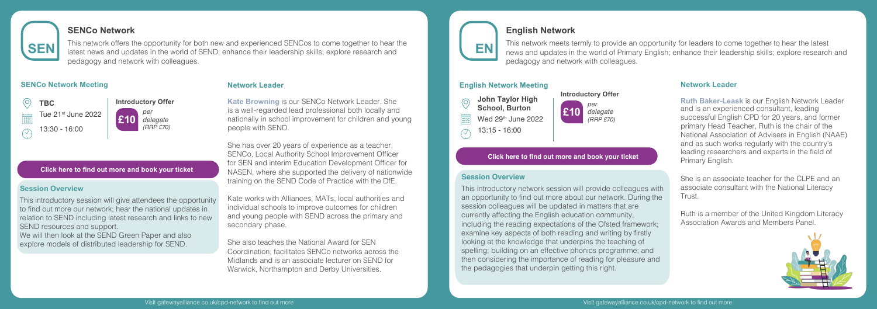## SENCo Network

**SEN**

This network offers the opportunity for both new and experienced SENCos to come together to hear the latest news and updates in the world of SEND; enhance their leadership skills; explore research and pedagogy and network with colleagues.

### SENCo Network Meeting

**TBC**

Tue 21st June 2022

13:30 - 16:00

**Introductory Offer**

**£10** *per delegate (RRP £70)*

**Click here to find out more and book your ticket**

### Session Overview

This introductory session will give attendees the opportunity to find out more our network; hear the national updates in relation to SEND including latest research and links to new SEND resources and support.

We will then look at the SEND Green Paper and also explore models of distributed leadership for SEND.

### Network Leader

**Kate Browning** is our SENCo Network Leader. She is a well-regarded lead professional both locally and nationally in school improvement for children and young people with SEND.

She has over 20 years of experience as a teacher, SENCo, Local Authority School Improvement Officer for SEN and interim Education Development Officer for NASEN, where she supported the delivery of nationwide training on the SEND Code of Practice with the DfE.

Kate works with Alliances, MATs, local authorities and individual schools to improve outcomes for children and young people with SEND across the primary and secondary phase.

She also teaches the National Award for SEN Coordination, facilitates SENCo networks across the Midlands and is an associate lecturer on SEND for Warwick, Northampton and Derby Universities.

## English Network

**EN**

This network meets termly to provide an opportunity for leaders to come together to hear the latest news and updates in the world of Primary English; enhance their leadership skills; explore research and pedagogy and network with colleagues.

### English Network Meeting

**John Taylor High School, Burton**

Wed 29th June 2022

13:15 - 16:00

**Introductory Offer**

**£10** *per delegate (RRP £70)*

**Click here to find out more and book your ticket**

### Session Overview

This introductory network session will provide colleagues with an opportunity to find out more about our network. During the session colleagues will be updated in matters that are currently affecting the English education community, including the reading expectations of the Ofsted framework; examine key aspects of both reading and writing by firstly looking at the knowledge that underpins the teaching of spelling; building on an effective phonics programme; and then considering the importance of reading for pleasure and the pedagogies that underpin getting this right.

### Network Leader

**Ruth Baker-Leask** is our English Network Leader and is an experienced consultant, leading successful English CPD for 20 years, and former primary Head Teacher, Ruth is the chair of the National Association of Advisers in English (NAAE) and as such works regularly with the country's leading researchers and experts in the field of Primary English.

She is an associate teacher for the CLPE and an associate consultant with the National Literacy Trust.

Ruth is a member of the United Kingdom Literacy Association Awards and Members Panel.

Visit gatewayalliance.co.uk/cpd-network to find out more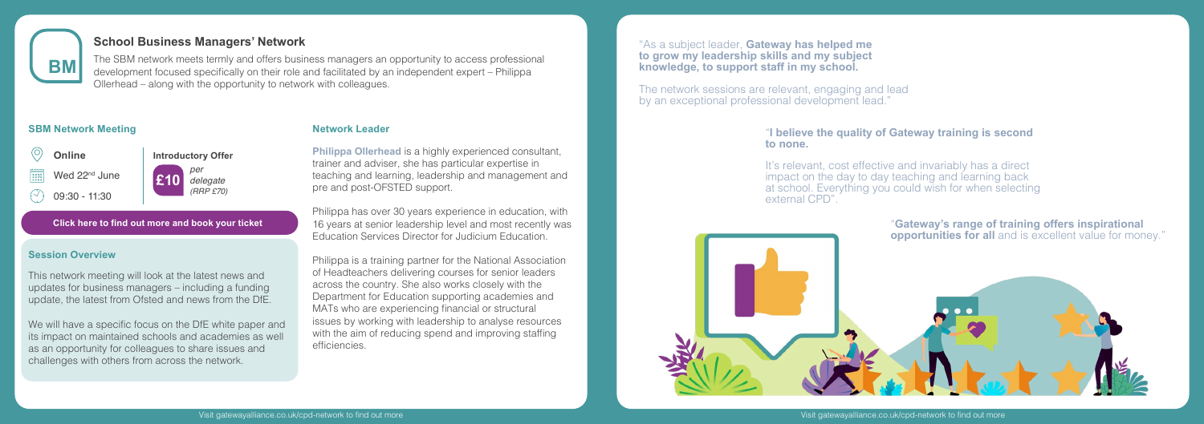# School Business Managers' Network

BM

The SBM network meets termly and offers business managers an opportunity to access professional development focused specifically on their role and facilitated by an independent expert – Philippa Ollerhead – along with the opportunity to network with colleagues.

## SBM Network Meeting

**Online**

Wed 22nd June

09:30 - 11:30

**Introductory Offer**

**£10** *per delegate (RRP £70)*

**Click here to find out more and book your ticket**

## Session Overview

This network meeting will look at the latest news and updates for business managers – including a funding update, the latest from Ofsted and news from the DfE.

We will have a specific focus on the DfE white paper and its impact on maintained schools and academies as well as an opportunity for colleagues to share issues and challenges with others from across the network.

## Network Leader

**Philippa Ollerhead** is a highly experienced consultant, trainer and adviser, she has particular expertise in teaching and learning, leadership and management and pre and post-OFSTED support.

Philippa has over 30 years experience in education, with 16 years at senior leadership level and most recently was Education Services Director for Judicium Education.

Philippa is a training partner for the National Association of Headteachers delivering courses for senior leaders across the country. She also works closely with the Department for Education supporting academies and MATs who are experiencing financial or structural issues by working with leadership to analyse resources with the aim of reducing spend and improving staffing efficiencies.

"As a subject leader, **Gateway has helped me to grow my leadership skills and my subject knowledge, to support staff in my school.**

The network sessions are relevant, engaging and lead by an exceptional professional development lead."

"**I believe the quality of Gateway training is second to none.**

It's relevant, cost effective and invariably has a direct impact on the day to day teaching and learning back at school. Everything you could wish for when selecting external CPD".

"**Gateway's range of training offers inspirational opportunities for all** and is excellent value for money."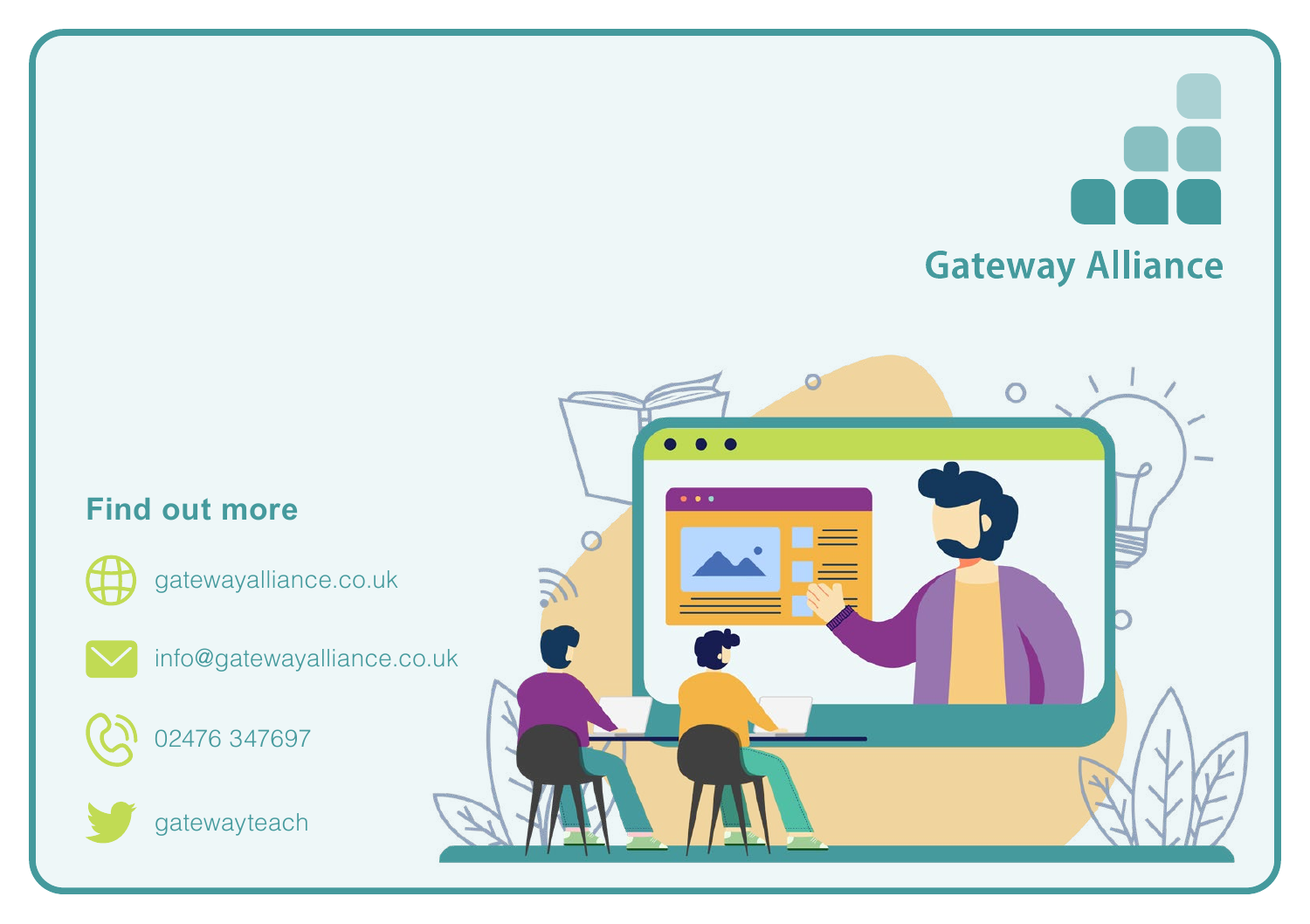Gateway Alliance

## Find out more

gatewayalliance.co.uk

info@gatewayalliance.co.uk

02476 347697

gatewayteach